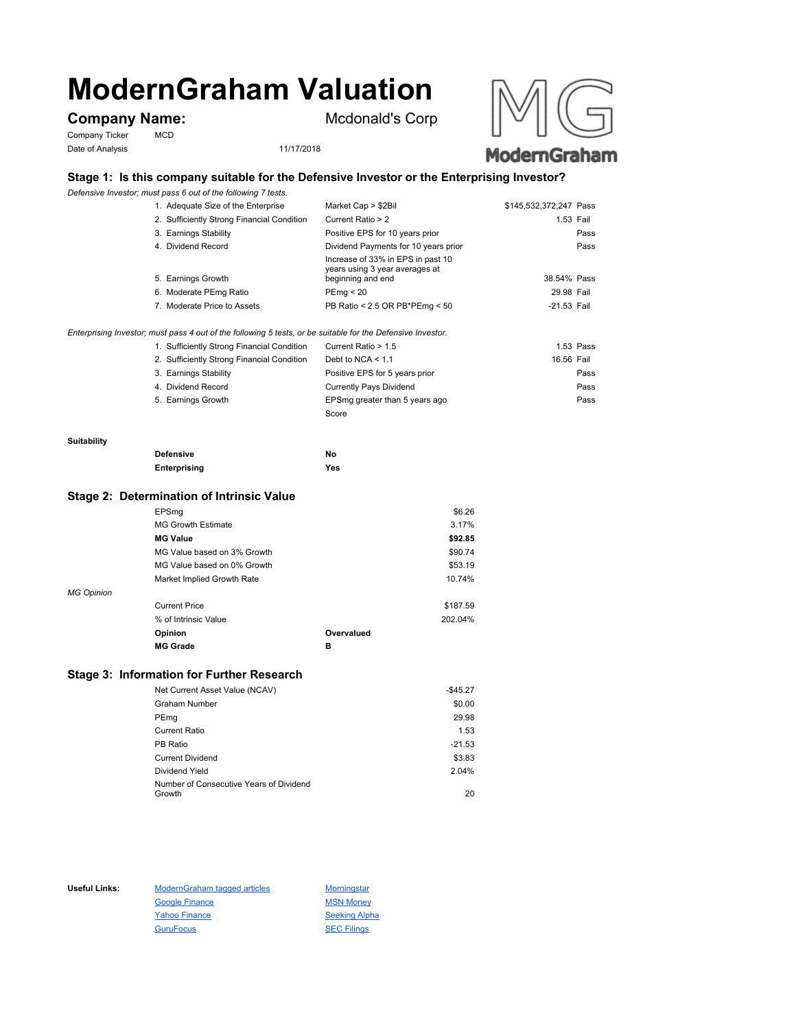# ModernGraham Valuation

**Company Name:** Mcdonald's Corp

Company Ticker MCD

Date of Analysis 11/17/2018

## Stage 1: Is this company suitable for the Defensive Investor or the Enterprising Investor?

*Defensive Investor; must pass 6 out of the following 7 tests.*

| Test | Criteria | Value | Result |
|---|---|---|---|
| 1. Adequate Size of the Enterprise | Market Cap > $2Bil | $145,532,372,247 | Pass |
| 2. Sufficiently Strong Financial Condition | Current Ratio > 2 | 1.53 | Fail |
| 3. Earnings Stability | Positive EPS for 10 years prior | | Pass |
| 4. Dividend Record | Dividend Payments for 10 years prior | | Pass |
| 5. Earnings Growth | Increase of 33% in EPS in past 10 years using 3 year averages at beginning and end | 38.54% | Pass |
| 6. Moderate PEmg Ratio | PEmg < 20 | 29.98 | Fail |
| 7. Moderate Price to Assets | PB Ratio < 2.5 OR PB*PEmg < 50 | -21.53 | Fail |

*Enterprising Investor; must pass 4 out of the following 5 tests, or be suitable for the Defensive Investor.*

| Test | Criteria | Value | Result |
|---|---|---|---|
| 1. Sufficiently Strong Financial Condition | Current Ratio > 1.5 | 1.53 | Pass |
| 2. Sufficiently Strong Financial Condition | Debt to NCA < 1.1 | 16.56 | Fail |
| 3. Earnings Stability | Positive EPS for 5 years prior | | Pass |
| 4. Dividend Record | Currently Pays Dividend | | Pass |
| 5. Earnings Growth | EPSmg greater than 5 years ago | | Pass |
| | Score | | |

**Suitability**

| | |
|---|---|
| **Defensive** | **No** |
| **Enterprising** | **Yes** |

## Stage 2: Determination of Intrinsic Value

| | |
|---|---|
| EPSmg | $6.26 |
| MG Growth Estimate | 3.17% |
| **MG Value** | **$92.85** |
| MG Value based on 3% Growth | $90.74 |
| MG Value based on 0% Growth | $53.19 |
| Market Implied Growth Rate | 10.74% |

*MG Opinion*

| | |
|---|---|
| Current Price | $187.59 |
| % of Intrinsic Value | 202.04% |
| **Opinion** | **Overvalued** |
| **MG Grade** | **B** |

## Stage 3: Information for Further Research

| | |
|---|---|
| Net Current Asset Value (NCAV) | -$45.27 |
| Graham Number | $0.00 |
| PEmg | 29.98 |
| Current Ratio | 1.53 |
| PB Ratio | -21.53 |
| Current Dividend | $3.83 |
| Dividend Yield | 2.04% |
| Number of Consecutive Years of Dividend Growth | 20 |

**Useful Links:**

- ModernGraham tagged articles
- Google Finance
- Yahoo Finance
- GuruFocus
- Morningstar
- MSN Money
- Seeking Alpha
- SEC Filings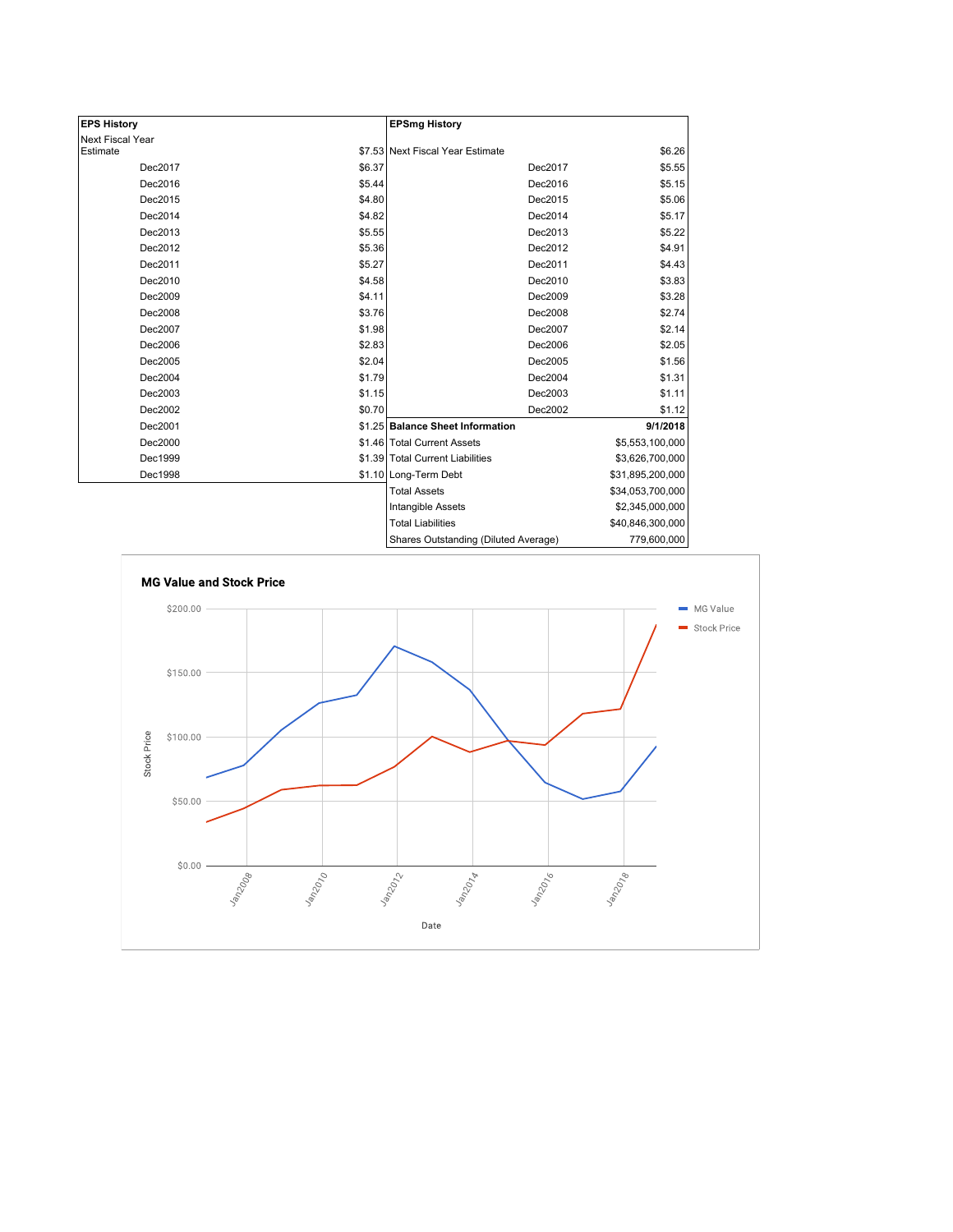| EPS History | |
|---|---|
| Next Fiscal Year Estimate | $7.53 |
| Dec2017 | $6.37 |
| Dec2016 | $5.44 |
| Dec2015 | $4.80 |
| Dec2014 | $4.82 |
| Dec2013 | $5.55 |
| Dec2012 | $5.36 |
| Dec2011 | $5.27 |
| Dec2010 | $4.58 |
| Dec2009 | $4.11 |
| Dec2008 | $3.76 |
| Dec2007 | $1.98 |
| Dec2006 | $2.83 |
| Dec2005 | $2.04 |
| Dec2004 | $1.79 |
| Dec2003 | $1.15 |
| Dec2002 | $0.70 |
| Dec2001 | $1.25 |
| Dec2000 | $1.46 |
| Dec1999 | $1.39 |
| Dec1998 | $1.10 |

| EPSmg History | |
|---|---|
| Next Fiscal Year Estimate | $6.26 |
| Dec2017 | $5.55 |
| Dec2016 | $5.15 |
| Dec2015 | $5.06 |
| Dec2014 | $5.17 |
| Dec2013 | $5.22 |
| Dec2012 | $4.91 |
| Dec2011 | $4.43 |
| Dec2010 | $3.83 |
| Dec2009 | $3.28 |
| Dec2008 | $2.74 |
| Dec2007 | $2.14 |
| Dec2006 | $2.05 |
| Dec2005 | $1.56 |
| Dec2004 | $1.31 |
| Dec2003 | $1.11 |
| Dec2002 | $1.12 |

| Balance Sheet Information | 9/1/2018 |
|---|---|
| Total Current Assets | $5,553,100,000 |
| Total Current Liabilities | $3,626,700,000 |
| Long-Term Debt | $31,895,200,000 |
| Total Assets | $34,053,700,000 |
| Intangible Assets | $2,345,000,000 |
| Total Liabilities | $40,846,300,000 |
| Shares Outstanding (Diluted Average) | 779,600,000 |

**MG Value and Stock Price**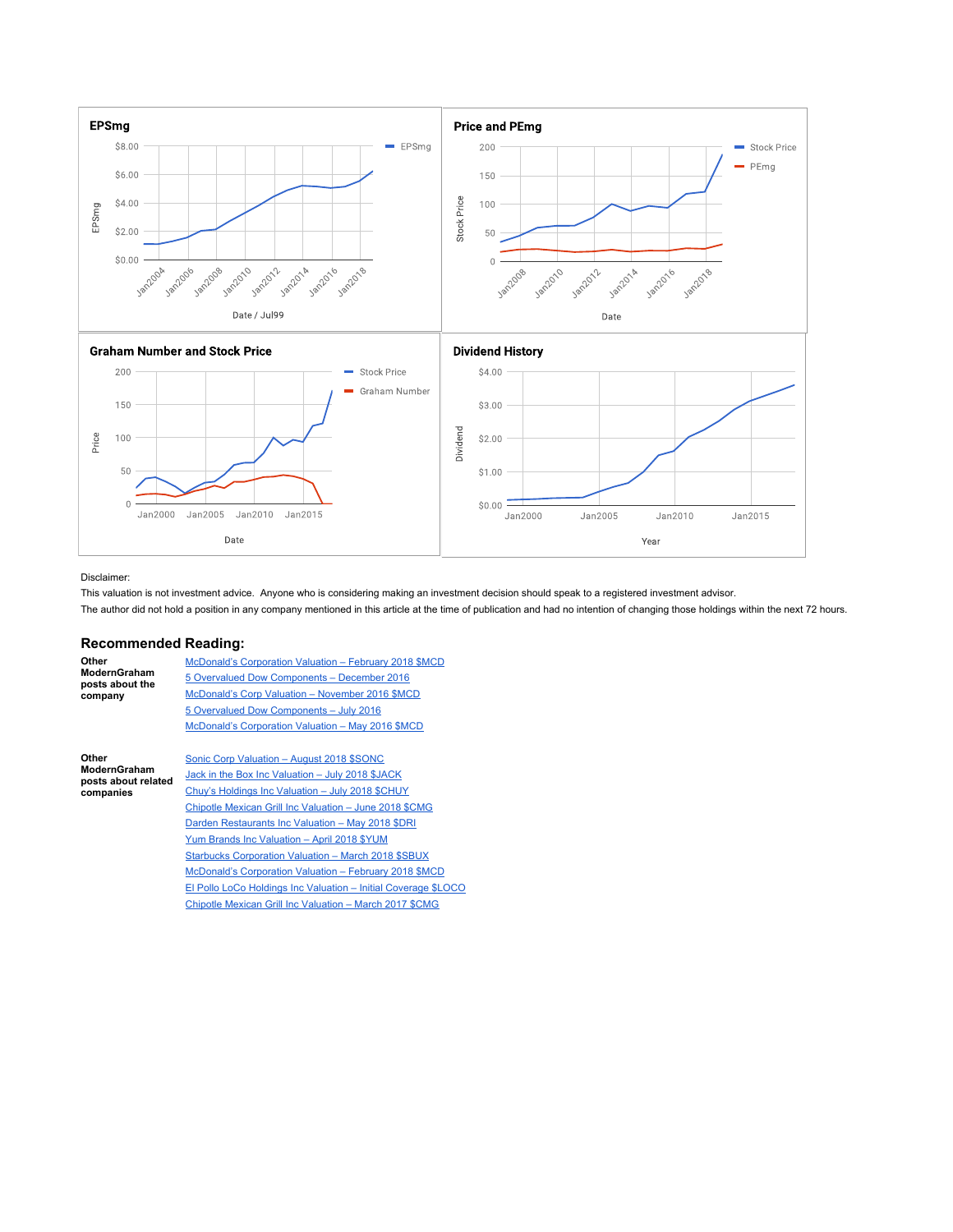**EPSmg**

$8.00
$6.00
$4.00
$2.00
$0.00

EPSmg

Jan2004 Jan2006 Jan2008 Jan2010 Jan2012 Jan2014 Jan2016 Jan2018

Date / Jul99

**Price and PEmg**

200
150
100
50
0

Stock Price
PEmg

Stock Price

Jan2008 Jan2010 Jan2012 Jan2014 Jan2016 Jan2018

Date

**Graham Number and Stock Price**

200
150
100
50
0

Stock Price
Graham Number

Price

Jan2000 Jan2005 Jan2010 Jan2015

Date

**Dividend History**

$4.00
$3.00
$2.00
$1.00
$0.00

Dividend

Jan2000 Jan2005 Jan2010 Jan2015

Year

Disclaimer:

This valuation is not investment advice. Anyone who is considering making an investment decision should speak to a registered investment advisor.

The author did not hold a position in any company mentioned in this article at the time of publication and had no intention of changing those holdings within the next 72 hours.

## Recommended Reading:

**Other ModernGraham posts about the company**

- McDonald's Corporation Valuation – February 2018 $MCD
- 5 Overvalued Dow Components – December 2016
- McDonald's Corp Valuation – November 2016 $MCD
- 5 Overvalued Dow Components – July 2016
- McDonald's Corporation Valuation – May 2016 $MCD

**Other ModernGraham posts about related companies**

- Sonic Corp Valuation – August 2018 $SONC
- Jack in the Box Inc Valuation – July 2018 $JACK
- Chuy's Holdings Inc Valuation – July 2018 $CHUY
- Chipotle Mexican Grill Inc Valuation – June 2018 $CMG
- Darden Restaurants Inc Valuation – May 2018 $DRI
- Yum Brands Inc Valuation – April 2018 $YUM
- Starbucks Corporation Valuation – March 2018 $SBUX
- McDonald's Corporation Valuation – February 2018 $MCD
- El Pollo LoCo Holdings Inc Valuation – Initial Coverage $LOCO
- Chipotle Mexican Grill Inc Valuation – March 2017 $CMG